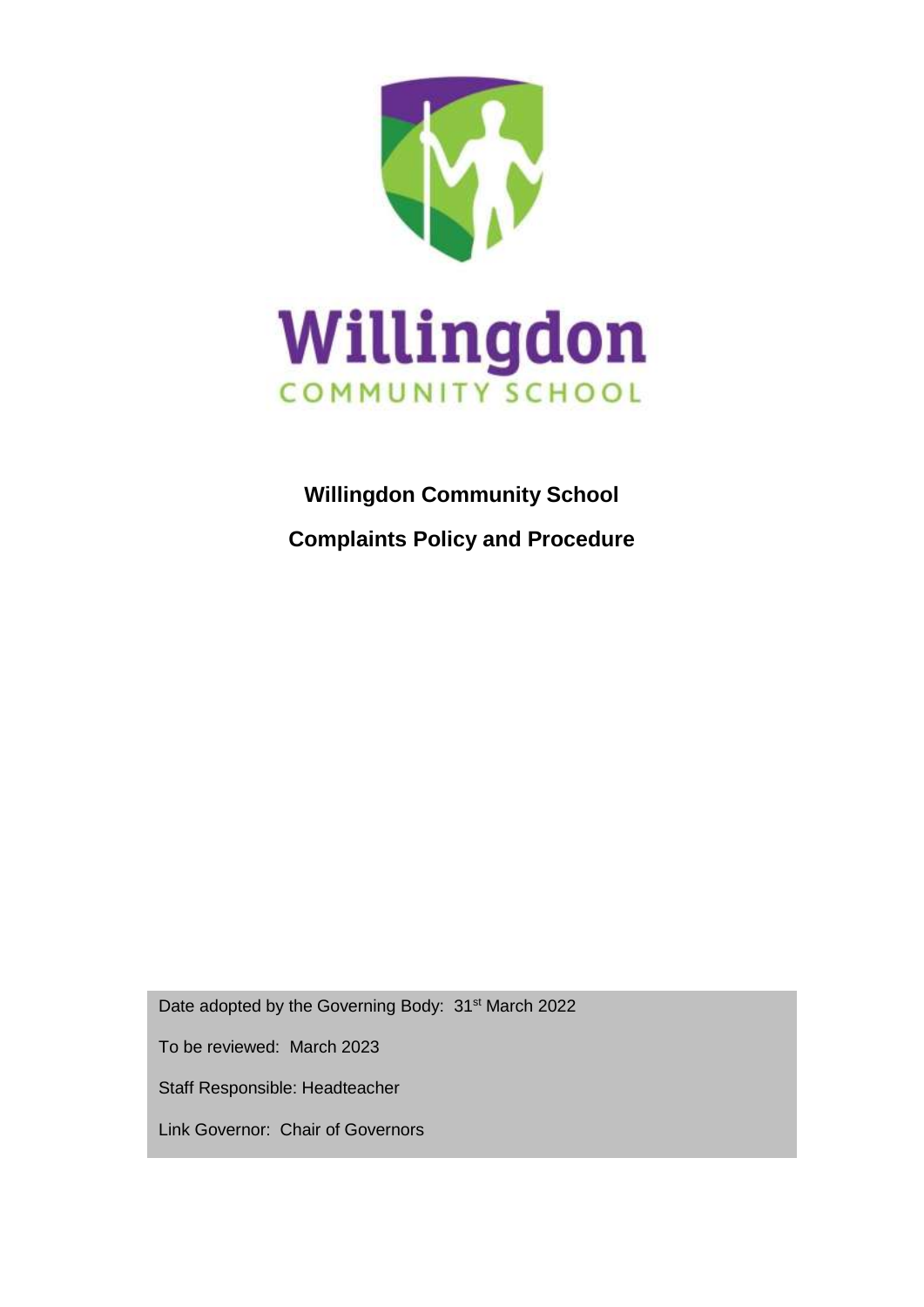# Willingdon Community School

## Complaints Policy and Procedure

Date adopted by the Governing Body: 31st March 2022

To be reviewed: March 2023

Staff Responsible: Headteacher

Link Governor: Chair of Governors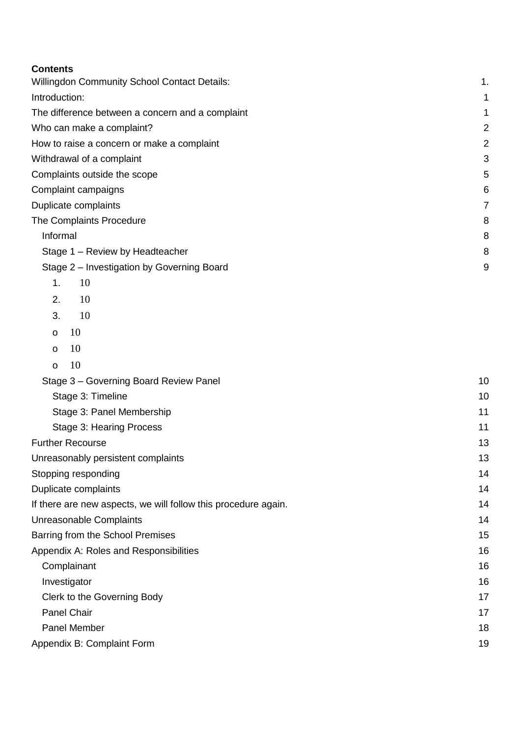**Contents**

| | |
|---|---|
| Willingdon Community School Contact Details: | 1. |
| Introduction: | 1 |
| The difference between a concern and a complaint | 1 |
| Who can make a complaint? | 2 |
| How to raise a concern or make a complaint | 2 |
| Withdrawal of a complaint | 3 |
| Complaints outside the scope | 5 |
| Complaint campaigns | 6 |
| Duplicate complaints | 7 |
| The Complaints Procedure | 8 |
| Informal | 8 |
| Stage 1 – Review by Headteacher | 8 |
| Stage 2 – Investigation by Governing Board | 9 |
| 1. 10 | |
| 2. 10 | |
| 3. 10 | |
| o 10 | |
| o 10 | |
| o 10 | |
| Stage 3 – Governing Board Review Panel | 10 |
| Stage 3: Timeline | 10 |
| Stage 3: Panel Membership | 11 |
| Stage 3: Hearing Process | 11 |
| Further Recourse | 13 |
| Unreasonably persistent complaints | 13 |
| Stopping responding | 14 |
| Duplicate complaints | 14 |
| If there are new aspects, we will follow this procedure again. | 14 |
| Unreasonable Complaints | 14 |
| Barring from the School Premises | 15 |
| Appendix A: Roles and Responsibilities | 16 |
| Complainant | 16 |
| Investigator | 16 |
| Clerk to the Governing Body | 17 |
| Panel Chair | 17 |
| Panel Member | 18 |
| Appendix B: Complaint Form | 19 |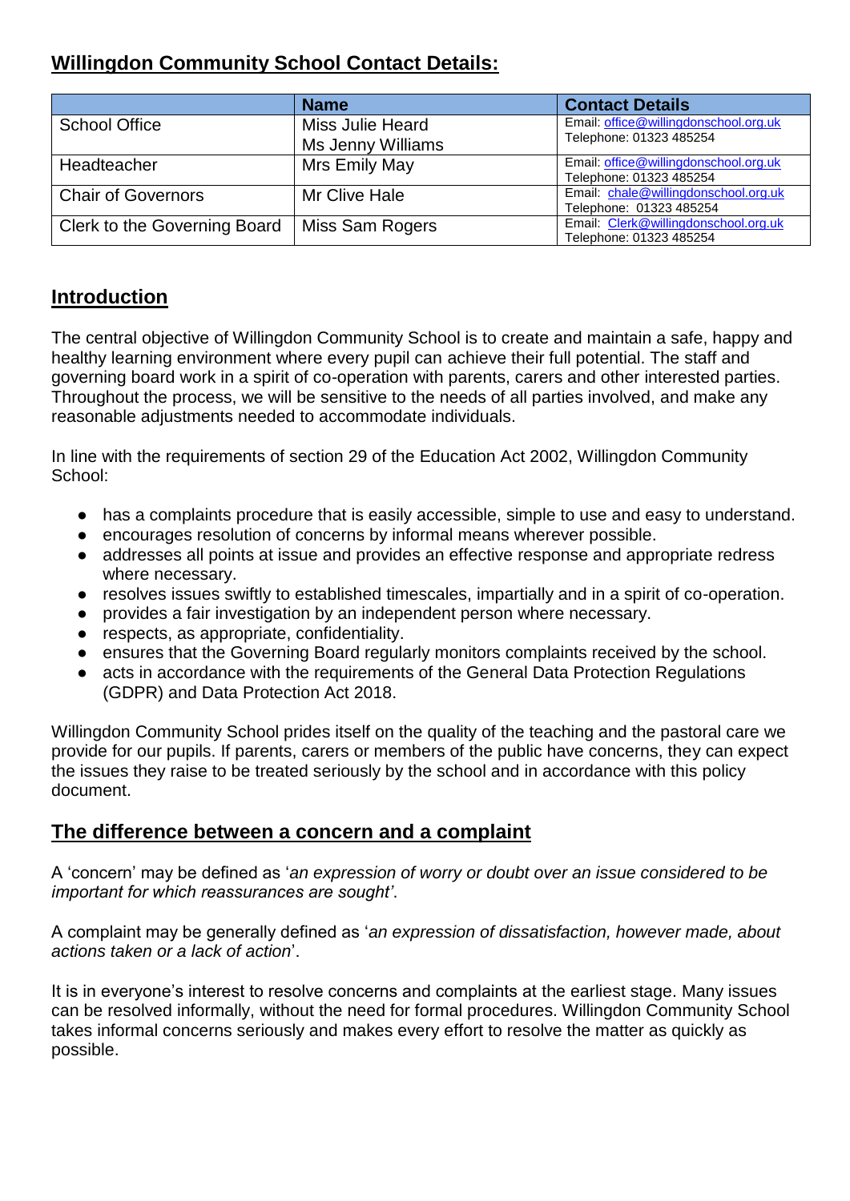## Willingdon Community School Contact Details:

| | Name | Contact Details |
|---|---|---|
| School Office | Miss Julie Heard<br>Ms Jenny Williams | Email: office@willingdonschool.org.uk<br>Telephone: 01323 485254 |
| Headteacher | Mrs Emily May | Email: office@willingdonschool.org.uk<br>Telephone: 01323 485254 |
| Chair of Governors | Mr Clive Hale | Email: chale@willingdonschool.org.uk<br>Telephone: 01323 485254 |
| Clerk to the Governing Board | Miss Sam Rogers | Email: Clerk@willingdonschool.org.uk<br>Telephone: 01323 485254 |

## Introduction

The central objective of Willingdon Community School is to create and maintain a safe, happy and healthy learning environment where every pupil can achieve their full potential. The staff and governing board work in a spirit of co-operation with parents, carers and other interested parties. Throughout the process, we will be sensitive to the needs of all parties involved, and make any reasonable adjustments needed to accommodate individuals.

In line with the requirements of section 29 of the Education Act 2002, Willingdon Community School:

- has a complaints procedure that is easily accessible, simple to use and easy to understand.
- encourages resolution of concerns by informal means wherever possible.
- addresses all points at issue and provides an effective response and appropriate redress where necessary.
- resolves issues swiftly to established timescales, impartially and in a spirit of co-operation.
- provides a fair investigation by an independent person where necessary.
- respects, as appropriate, confidentiality.
- ensures that the Governing Board regularly monitors complaints received by the school.
- acts in accordance with the requirements of the General Data Protection Regulations (GDPR) and Data Protection Act 2018.

Willingdon Community School prides itself on the quality of the teaching and the pastoral care we provide for our pupils. If parents, carers or members of the public have concerns, they can expect the issues they raise to be treated seriously by the school and in accordance with this policy document.

## The difference between a concern and a complaint

A 'concern' may be defined as '*an expression of worry or doubt over an issue considered to be important for which reassurances are sought'*.

A complaint may be generally defined as '*an expression of dissatisfaction, however made, about actions taken or a lack of action*'.

It is in everyone's interest to resolve concerns and complaints at the earliest stage. Many issues can be resolved informally, without the need for formal procedures. Willingdon Community School takes informal concerns seriously and makes every effort to resolve the matter as quickly as possible.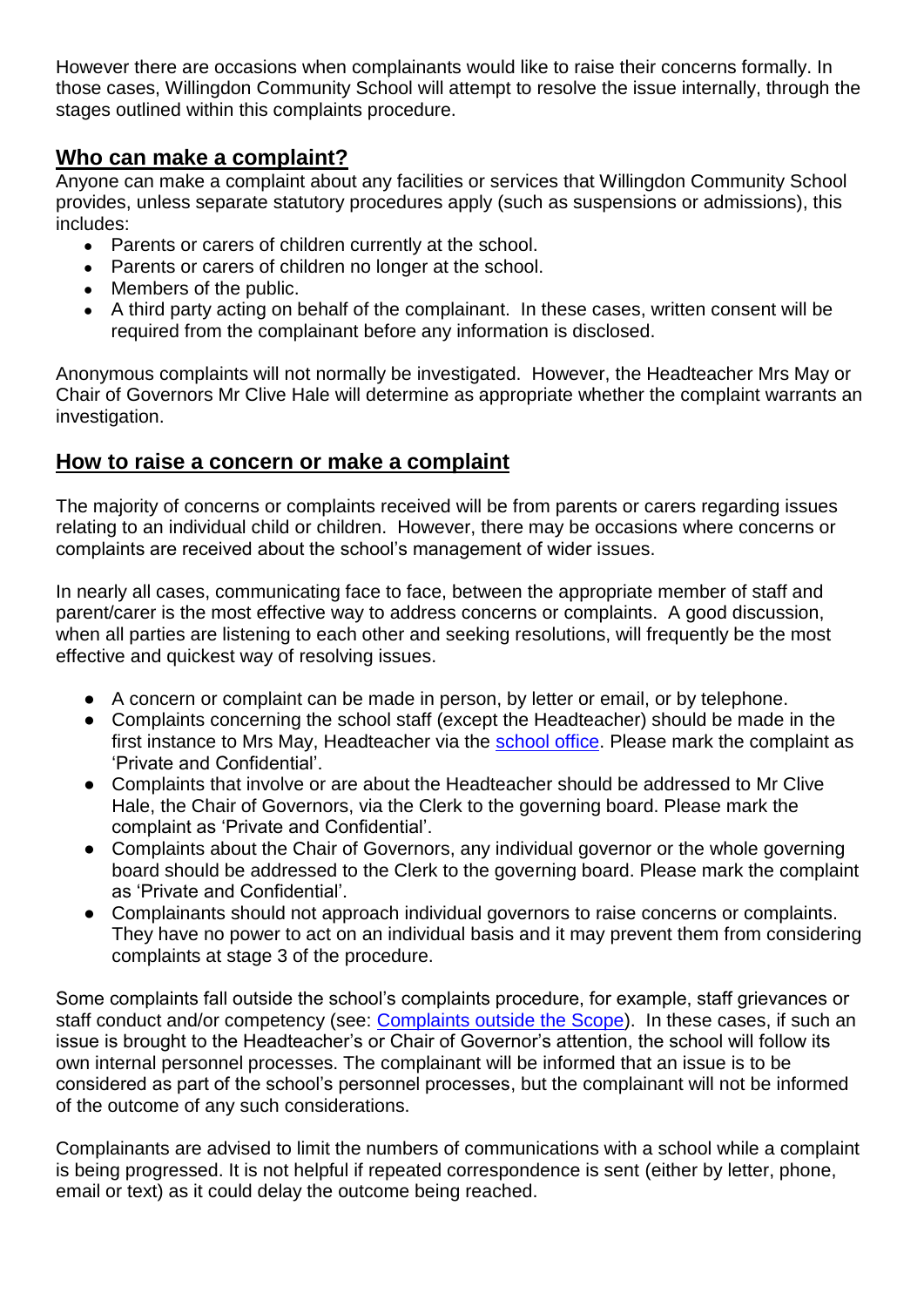However there are occasions when complainants would like to raise their concerns formally. In those cases, Willingdon Community School will attempt to resolve the issue internally, through the stages outlined within this complaints procedure.

## Who can make a complaint?

Anyone can make a complaint about any facilities or services that Willingdon Community School provides, unless separate statutory procedures apply (such as suspensions or admissions), this includes:

- Parents or carers of children currently at the school.
- Parents or carers of children no longer at the school.
- Members of the public.
- A third party acting on behalf of the complainant. In these cases, written consent will be required from the complainant before any information is disclosed.

Anonymous complaints will not normally be investigated. However, the Headteacher Mrs May or Chair of Governors Mr Clive Hale will determine as appropriate whether the complaint warrants an investigation.

## How to raise a concern or make a complaint

The majority of concerns or complaints received will be from parents or carers regarding issues relating to an individual child or children. However, there may be occasions where concerns or complaints are received about the school's management of wider issues.

In nearly all cases, communicating face to face, between the appropriate member of staff and parent/carer is the most effective way to address concerns or complaints. A good discussion, when all parties are listening to each other and seeking resolutions, will frequently be the most effective and quickest way of resolving issues.

- A concern or complaint can be made in person, by letter or email, or by telephone.
- Complaints concerning the school staff (except the Headteacher) should be made in the first instance to Mrs May, Headteacher via the school office. Please mark the complaint as 'Private and Confidential'.
- Complaints that involve or are about the Headteacher should be addressed to Mr Clive Hale, the Chair of Governors, via the Clerk to the governing board. Please mark the complaint as 'Private and Confidential'.
- Complaints about the Chair of Governors, any individual governor or the whole governing board should be addressed to the Clerk to the governing board. Please mark the complaint as 'Private and Confidential'.
- Complainants should not approach individual governors to raise concerns or complaints. They have no power to act on an individual basis and it may prevent them from considering complaints at stage 3 of the procedure.

Some complaints fall outside the school's complaints procedure, for example, staff grievances or staff conduct and/or competency (see: Complaints outside the Scope). In these cases, if such an issue is brought to the Headteacher's or Chair of Governor's attention, the school will follow its own internal personnel processes. The complainant will be informed that an issue is to be considered as part of the school's personnel processes, but the complainant will not be informed of the outcome of any such considerations.

Complainants are advised to limit the numbers of communications with a school while a complaint is being progressed. It is not helpful if repeated correspondence is sent (either by letter, phone, email or text) as it could delay the outcome being reached.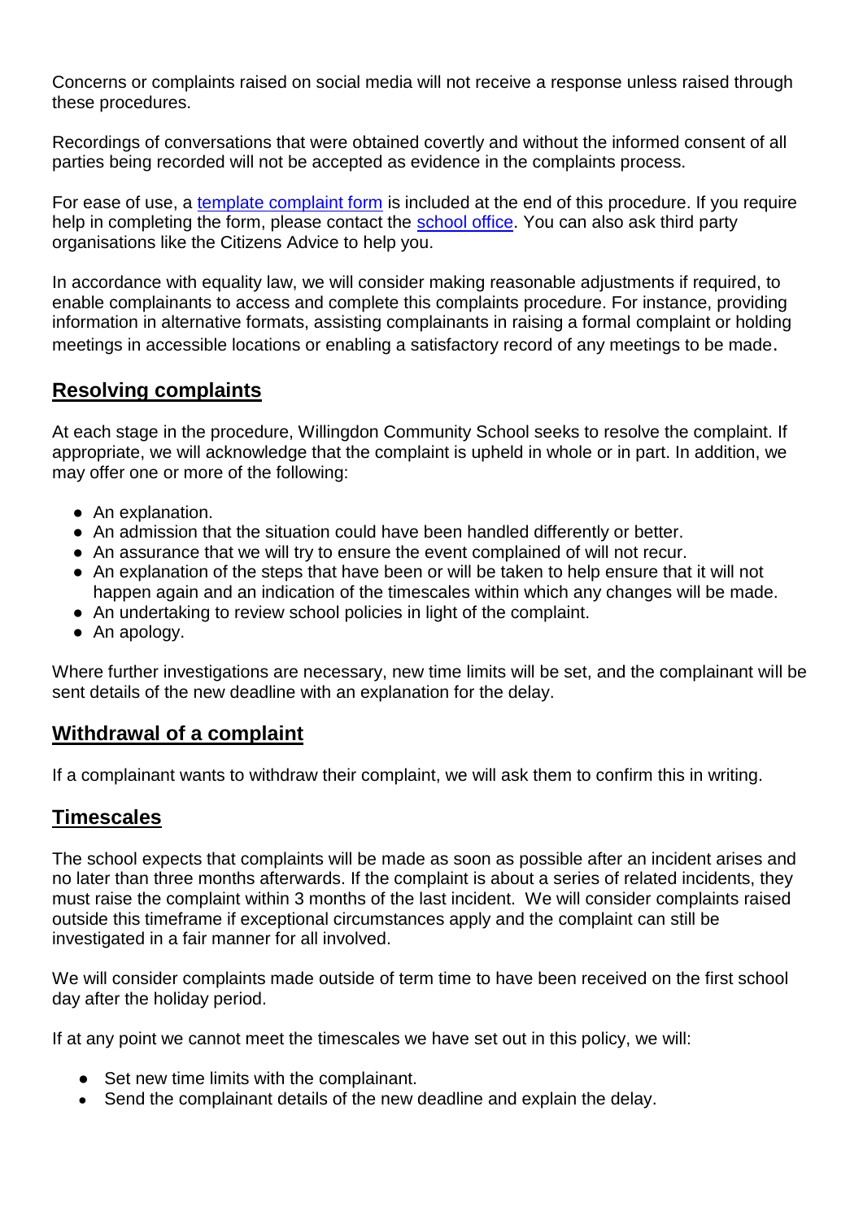Concerns or complaints raised on social media will not receive a response unless raised through these procedures.

Recordings of conversations that were obtained covertly and without the informed consent of all parties being recorded will not be accepted as evidence in the complaints process.

For ease of use, a template complaint form is included at the end of this procedure. If you require help in completing the form, please contact the school office. You can also ask third party organisations like the Citizens Advice to help you.

In accordance with equality law, we will consider making reasonable adjustments if required, to enable complainants to access and complete this complaints procedure. For instance, providing information in alternative formats, assisting complainants in raising a formal complaint or holding meetings in accessible locations or enabling a satisfactory record of any meetings to be made.

## Resolving complaints

At each stage in the procedure, Willingdon Community School seeks to resolve the complaint. If appropriate, we will acknowledge that the complaint is upheld in whole or in part. In addition, we may offer one or more of the following:

- An explanation.
- An admission that the situation could have been handled differently or better.
- An assurance that we will try to ensure the event complained of will not recur.
- An explanation of the steps that have been or will be taken to help ensure that it will not happen again and an indication of the timescales within which any changes will be made.
- An undertaking to review school policies in light of the complaint.
- An apology.

Where further investigations are necessary, new time limits will be set, and the complainant will be sent details of the new deadline with an explanation for the delay.

## Withdrawal of a complaint

If a complainant wants to withdraw their complaint, we will ask them to confirm this in writing.

## Timescales

The school expects that complaints will be made as soon as possible after an incident arises and no later than three months afterwards. If the complaint is about a series of related incidents, they must raise the complaint within 3 months of the last incident. We will consider complaints raised outside this timeframe if exceptional circumstances apply and the complaint can still be investigated in a fair manner for all involved.

We will consider complaints made outside of term time to have been received on the first school day after the holiday period.

If at any point we cannot meet the timescales we have set out in this policy, we will:

- Set new time limits with the complainant.
- Send the complainant details of the new deadline and explain the delay.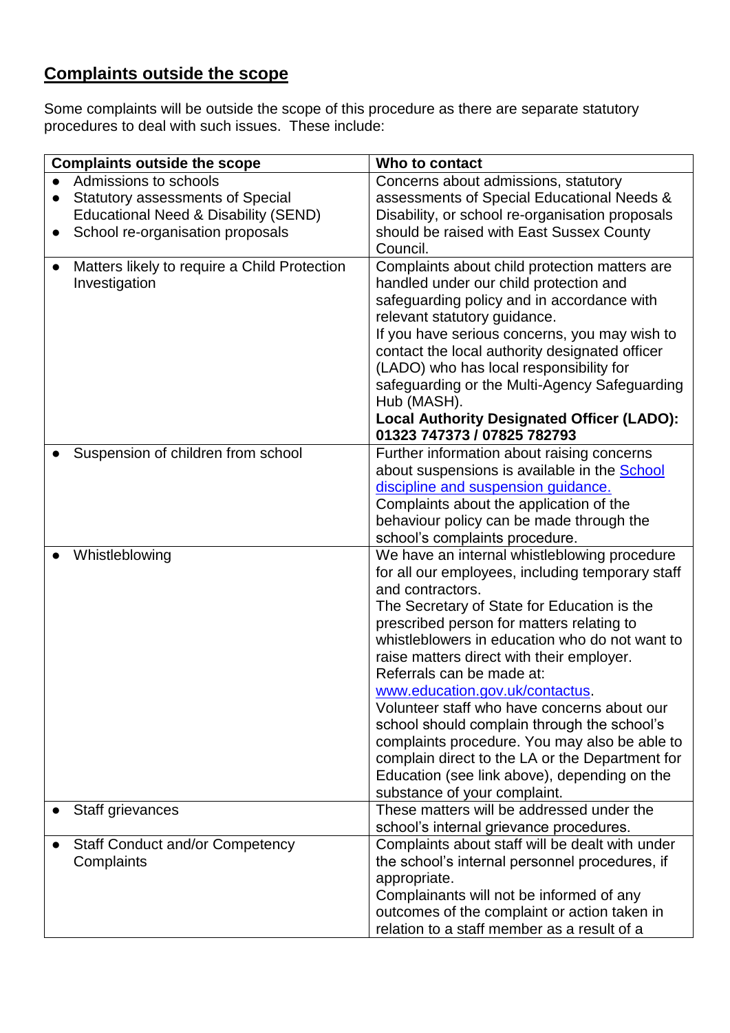## Complaints outside the scope

Some complaints will be outside the scope of this procedure as there are separate statutory procedures to deal with such issues. These include:

| Complaints outside the scope | Who to contact |
| --- | --- |
| • Admissions to schools<br>• Statutory assessments of Special Educational Need & Disability (SEND)<br>• School re-organisation proposals | Concerns about admissions, statutory assessments of Special Educational Needs & Disability, or school re-organisation proposals should be raised with East Sussex County Council. |
| • Matters likely to require a Child Protection Investigation | Complaints about child protection matters are handled under our child protection and safeguarding policy and in accordance with relevant statutory guidance.<br>If you have serious concerns, you may wish to contact the local authority designated officer (LADO) who has local responsibility for safeguarding or the Multi-Agency Safeguarding Hub (MASH).<br>**Local Authority Designated Officer (LADO): 01323 747373 / 07825 782793** |
| • Suspension of children from school | Further information about raising concerns about suspensions is available in the School discipline and suspension guidance.<br>Complaints about the application of the behaviour policy can be made through the school's complaints procedure. |
| • Whistleblowing | We have an internal whistleblowing procedure for all our employees, including temporary staff and contractors.<br>The Secretary of State for Education is the prescribed person for matters relating to whistleblowers in education who do not want to raise matters direct with their employer. Referrals can be made at: www.education.gov.uk/contactus.<br>Volunteer staff who have concerns about our school should complain through the school's complaints procedure. You may also be able to complain direct to the LA or the Department for Education (see link above), depending on the substance of your complaint. |
| • Staff grievances | These matters will be addressed under the school's internal grievance procedures. |
| • Staff Conduct and/or Competency Complaints | Complaints about staff will be dealt with under the school's internal personnel procedures, if appropriate.<br>Complainants will not be informed of any outcomes of the complaint or action taken in relation to a staff member as a result of a |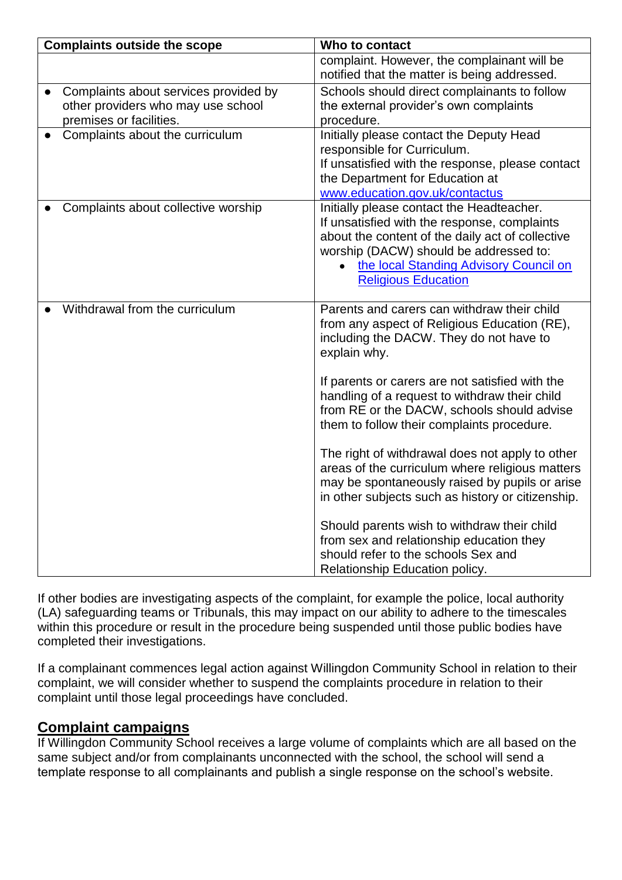| Complaints outside the scope | Who to contact |
| --- | --- |
| | complaint. However, the complainant will be notified that the matter is being addressed. |
| • Complaints about services provided by other providers who may use school premises or facilities. | Schools should direct complainants to follow the external provider's own complaints procedure. |
| • Complaints about the curriculum | Initially please contact the Deputy Head responsible for Curriculum.<br>If unsatisfied with the response, please contact the Department for Education at www.education.gov.uk/contactus |
| • Complaints about collective worship | Initially please contact the Headteacher.<br>If unsatisfied with the response, complaints about the content of the daily act of collective worship (DACW) should be addressed to:<br>• the local Standing Advisory Council on Religious Education |
| • Withdrawal from the curriculum | Parents and carers can withdraw their child from any aspect of Religious Education (RE), including the DACW. They do not have to explain why.<br><br>If parents or carers are not satisfied with the handling of a request to withdraw their child from RE or the DACW, schools should advise them to follow their complaints procedure.<br><br>The right of withdrawal does not apply to other areas of the curriculum where religious matters may be spontaneously raised by pupils or arise in other subjects such as history or citizenship.<br><br>Should parents wish to withdraw their child from sex and relationship education they should refer to the schools Sex and Relationship Education policy. |

If other bodies are investigating aspects of the complaint, for example the police, local authority (LA) safeguarding teams or Tribunals, this may impact on our ability to adhere to the timescales within this procedure or result in the procedure being suspended until those public bodies have completed their investigations.

If a complainant commences legal action against Willingdon Community School in relation to their complaint, we will consider whether to suspend the complaints procedure in relation to their complaint until those legal proceedings have concluded.

## Complaint campaigns

If Willingdon Community School receives a large volume of complaints which are all based on the same subject and/or from complainants unconnected with the school, the school will send a template response to all complainants and publish a single response on the school's website.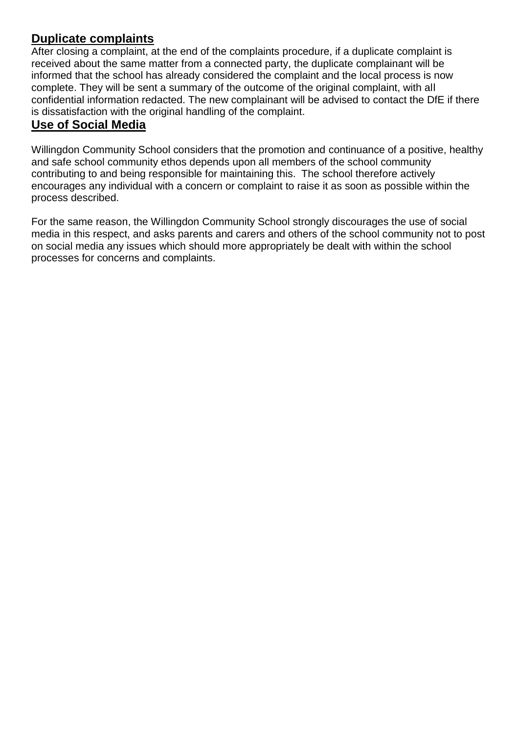## Duplicate complaints

After closing a complaint, at the end of the complaints procedure, if a duplicate complaint is received about the same matter from a connected party, the duplicate complainant will be informed that the school has already considered the complaint and the local process is now complete. They will be sent a summary of the outcome of the original complaint, with all confidential information redacted. The new complainant will be advised to contact the DfE if there is dissatisfaction with the original handling of the complaint.

## Use of Social Media

Willingdon Community School considers that the promotion and continuance of a positive, healthy and safe school community ethos depends upon all members of the school community contributing to and being responsible for maintaining this. The school therefore actively encourages any individual with a concern or complaint to raise it as soon as possible within the process described.

For the same reason, the Willingdon Community School strongly discourages the use of social media in this respect, and asks parents and carers and others of the school community not to post on social media any issues which should more appropriately be dealt with within the school processes for concerns and complaints.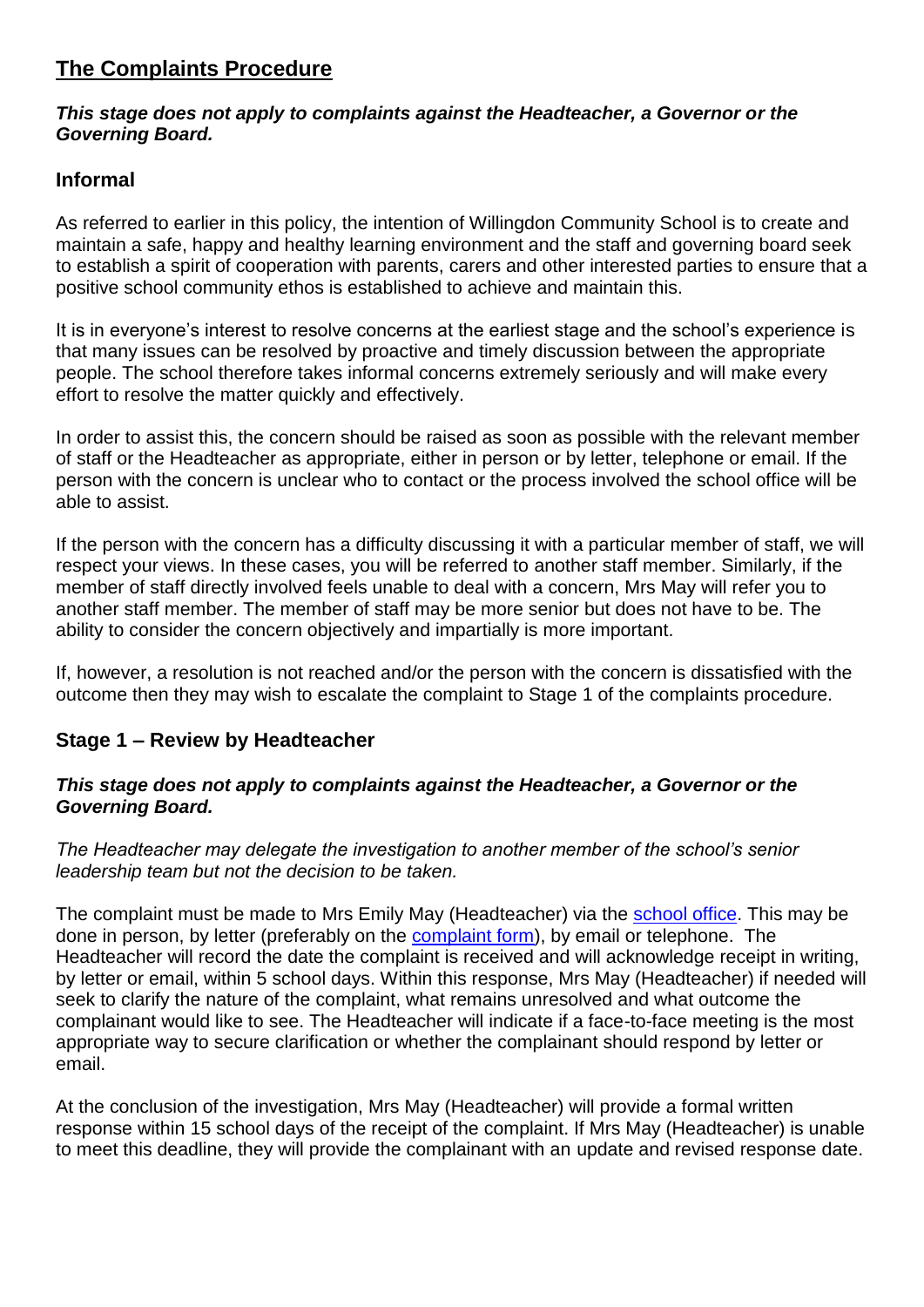## The Complaints Procedure

***This stage does not apply to complaints against the Headteacher, a Governor or the Governing Board.***

### Informal

As referred to earlier in this policy, the intention of Willingdon Community School is to create and maintain a safe, happy and healthy learning environment and the staff and governing board seek to establish a spirit of cooperation with parents, carers and other interested parties to ensure that a positive school community ethos is established to achieve and maintain this.

It is in everyone's interest to resolve concerns at the earliest stage and the school's experience is that many issues can be resolved by proactive and timely discussion between the appropriate people. The school therefore takes informal concerns extremely seriously and will make every effort to resolve the matter quickly and effectively.

In order to assist this, the concern should be raised as soon as possible with the relevant member of staff or the Headteacher as appropriate, either in person or by letter, telephone or email. If the person with the concern is unclear who to contact or the process involved the school office will be able to assist.

If the person with the concern has a difficulty discussing it with a particular member of staff, we will respect your views. In these cases, you will be referred to another staff member. Similarly, if the member of staff directly involved feels unable to deal with a concern, Mrs May will refer you to another staff member. The member of staff may be more senior but does not have to be. The ability to consider the concern objectively and impartially is more important.

If, however, a resolution is not reached and/or the person with the concern is dissatisfied with the outcome then they may wish to escalate the complaint to Stage 1 of the complaints procedure.

### Stage 1 – Review by Headteacher

***This stage does not apply to complaints against the Headteacher, a Governor or the Governing Board.***

*The Headteacher may delegate the investigation to another member of the school's senior leadership team but not the decision to be taken.*

The complaint must be made to Mrs Emily May (Headteacher) via the [school office](). This may be done in person, by letter (preferably on the [complaint form]()), by email or telephone. The Headteacher will record the date the complaint is received and will acknowledge receipt in writing, by letter or email, within 5 school days. Within this response, Mrs May (Headteacher) if needed will seek to clarify the nature of the complaint, what remains unresolved and what outcome the complainant would like to see. The Headteacher will indicate if a face-to-face meeting is the most appropriate way to secure clarification or whether the complainant should respond by letter or email.

At the conclusion of the investigation, Mrs May (Headteacher) will provide a formal written response within 15 school days of the receipt of the complaint. If Mrs May (Headteacher) is unable to meet this deadline, they will provide the complainant with an update and revised response date.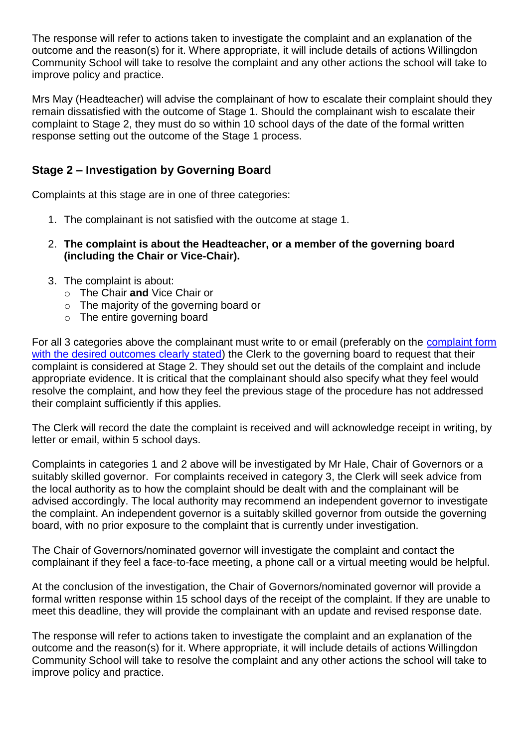The response will refer to actions taken to investigate the complaint and an explanation of the outcome and the reason(s) for it. Where appropriate, it will include details of actions Willingdon Community School will take to resolve the complaint and any other actions the school will take to improve policy and practice.

Mrs May (Headteacher) will advise the complainant of how to escalate their complaint should they remain dissatisfied with the outcome of Stage 1. Should the complainant wish to escalate their complaint to Stage 2, they must do so within 10 school days of the date of the formal written response setting out the outcome of the Stage 1 process.

## Stage 2 – Investigation by Governing Board

Complaints at this stage are in one of three categories:

1. The complainant is not satisfied with the outcome at stage 1.
2. **The complaint is about the Headteacher, or a member of the governing board (including the Chair or Vice-Chair).**
3. The complaint is about:
   - The Chair **and** Vice Chair or
   - The majority of the governing board or
   - The entire governing board

For all 3 categories above the complainant must write to or email (preferably on the [complaint form with the desired outcomes clearly stated]) the Clerk to the governing board to request that their complaint is considered at Stage 2. They should set out the details of the complaint and include appropriate evidence. It is critical that the complainant should also specify what they feel would resolve the complaint, and how they feel the previous stage of the procedure has not addressed their complaint sufficiently if this applies.

The Clerk will record the date the complaint is received and will acknowledge receipt in writing, by letter or email, within 5 school days.

Complaints in categories 1 and 2 above will be investigated by Mr Hale, Chair of Governors or a suitably skilled governor. For complaints received in category 3, the Clerk will seek advice from the local authority as to how the complaint should be dealt with and the complainant will be advised accordingly. The local authority may recommend an independent governor to investigate the complaint. An independent governor is a suitably skilled governor from outside the governing board, with no prior exposure to the complaint that is currently under investigation.

The Chair of Governors/nominated governor will investigate the complaint and contact the complainant if they feel a face-to-face meeting, a phone call or a virtual meeting would be helpful.

At the conclusion of the investigation, the Chair of Governors/nominated governor will provide a formal written response within 15 school days of the receipt of the complaint. If they are unable to meet this deadline, they will provide the complainant with an update and revised response date.

The response will refer to actions taken to investigate the complaint and an explanation of the outcome and the reason(s) for it. Where appropriate, it will include details of actions Willingdon Community School will take to resolve the complaint and any other actions the school will take to improve policy and practice.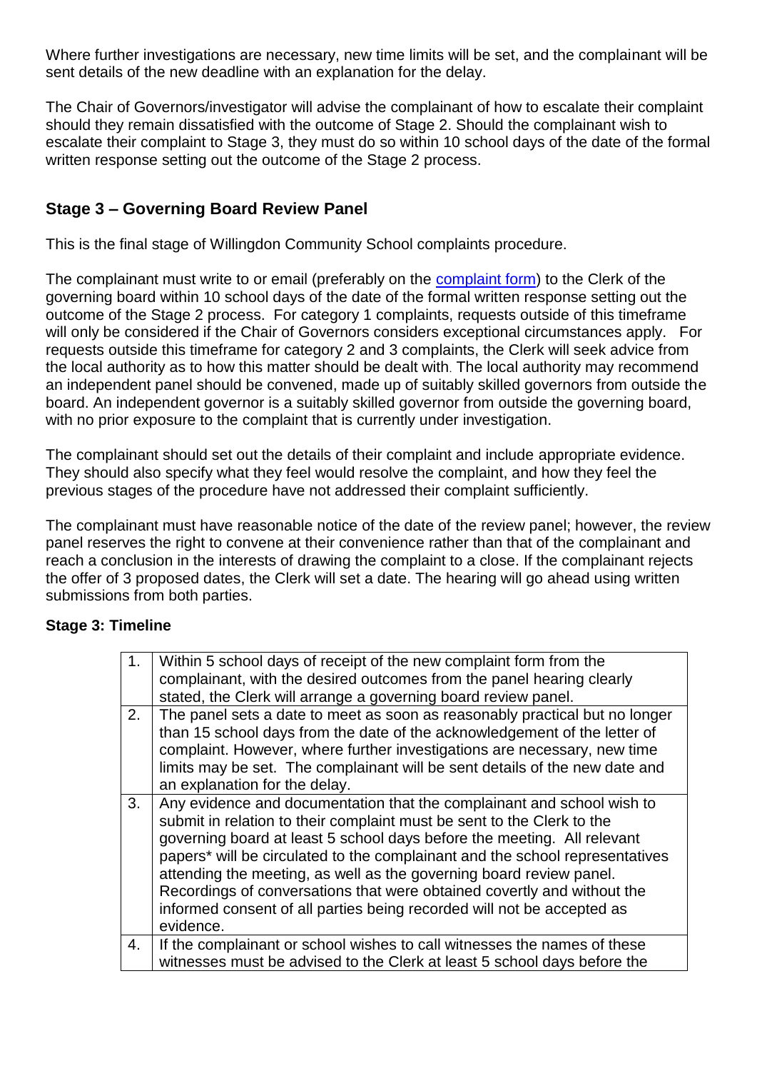Where further investigations are necessary, new time limits will be set, and the complainant will be sent details of the new deadline with an explanation for the delay.

The Chair of Governors/investigator will advise the complainant of how to escalate their complaint should they remain dissatisfied with the outcome of Stage 2. Should the complainant wish to escalate their complaint to Stage 3, they must do so within 10 school days of the date of the formal written response setting out the outcome of the Stage 2 process.

## Stage 3 – Governing Board Review Panel

This is the final stage of Willingdon Community School complaints procedure.

The complainant must write to or email (preferably on the [complaint form]) to the Clerk of the governing board within 10 school days of the date of the formal written response setting out the outcome of the Stage 2 process. For category 1 complaints, requests outside of this timeframe will only be considered if the Chair of Governors considers exceptional circumstances apply. For requests outside this timeframe for category 2 and 3 complaints, the Clerk will seek advice from the local authority as to how this matter should be dealt with. The local authority may recommend an independent panel should be convened, made up of suitably skilled governors from outside the board. An independent governor is a suitably skilled governor from outside the governing board, with no prior exposure to the complaint that is currently under investigation.

The complainant should set out the details of their complaint and include appropriate evidence. They should also specify what they feel would resolve the complaint, and how they feel the previous stages of the procedure have not addressed their complaint sufficiently.

The complainant must have reasonable notice of the date of the review panel; however, the review panel reserves the right to convene at their convenience rather than that of the complainant and reach a conclusion in the interests of drawing the complaint to a close. If the complainant rejects the offer of 3 proposed dates, the Clerk will set a date. The hearing will go ahead using written submissions from both parties.

**Stage 3: Timeline**

| | |
|---|---|
| 1. | Within 5 school days of receipt of the new complaint form from the complainant, with the desired outcomes from the panel hearing clearly stated, the Clerk will arrange a governing board review panel. |
| 2. | The panel sets a date to meet as soon as reasonably practical but no longer than 15 school days from the date of the acknowledgement of the letter of complaint. However, where further investigations are necessary, new time limits may be set. The complainant will be sent details of the new date and an explanation for the delay. |
| 3. | Any evidence and documentation that the complainant and school wish to submit in relation to their complaint must be sent to the Clerk to the governing board at least 5 school days before the meeting. All relevant papers* will be circulated to the complainant and the school representatives attending the meeting, as well as the governing board review panel. Recordings of conversations that were obtained covertly and without the informed consent of all parties being recorded will not be accepted as evidence. |
| 4. | If the complainant or school wishes to call witnesses the names of these witnesses must be advised to the Clerk at least 5 school days before the |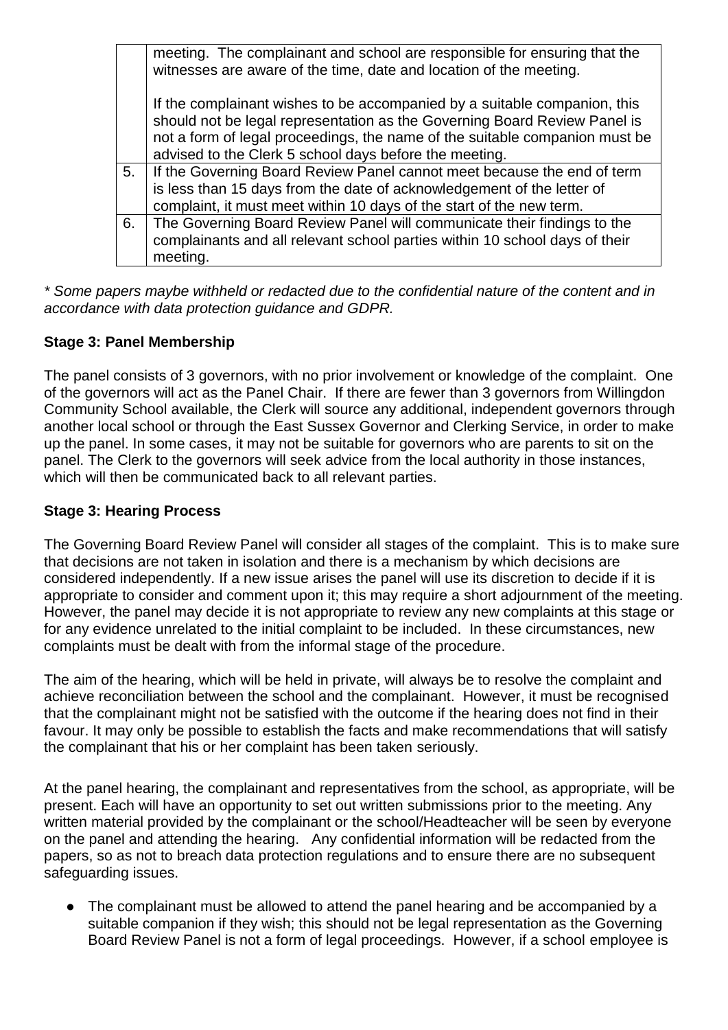|  |  |
|---|---|
|  | meeting. The complainant and school are responsible for ensuring that the witnesses are aware of the time, date and location of the meeting.<br><br>If the complainant wishes to be accompanied by a suitable companion, this should not be legal representation as the Governing Board Review Panel is not a form of legal proceedings, the name of the suitable companion must be advised to the Clerk 5 school days before the meeting. |
| 5. | If the Governing Board Review Panel cannot meet because the end of term is less than 15 days from the date of acknowledgement of the letter of complaint, it must meet within 10 days of the start of the new term. |
| 6. | The Governing Board Review Panel will communicate their findings to the complainants and all relevant school parties within 10 school days of their meeting. |

*\* Some papers maybe withheld or redacted due to the confidential nature of the content and in accordance with data protection guidance and GDPR.*

**Stage 3: Panel Membership**

The panel consists of 3 governors, with no prior involvement or knowledge of the complaint. One of the governors will act as the Panel Chair. If there are fewer than 3 governors from Willingdon Community School available, the Clerk will source any additional, independent governors through another local school or through the East Sussex Governor and Clerking Service, in order to make up the panel. In some cases, it may not be suitable for governors who are parents to sit on the panel. The Clerk to the governors will seek advice from the local authority in those instances, which will then be communicated back to all relevant parties.

**Stage 3: Hearing Process**

The Governing Board Review Panel will consider all stages of the complaint. This is to make sure that decisions are not taken in isolation and there is a mechanism by which decisions are considered independently. If a new issue arises the panel will use its discretion to decide if it is appropriate to consider and comment upon it; this may require a short adjournment of the meeting. However, the panel may decide it is not appropriate to review any new complaints at this stage or for any evidence unrelated to the initial complaint to be included. In these circumstances, new complaints must be dealt with from the informal stage of the procedure.

The aim of the hearing, which will be held in private, will always be to resolve the complaint and achieve reconciliation between the school and the complainant. However, it must be recognised that the complainant might not be satisfied with the outcome if the hearing does not find in their favour. It may only be possible to establish the facts and make recommendations that will satisfy the complainant that his or her complaint has been taken seriously.

At the panel hearing, the complainant and representatives from the school, as appropriate, will be present. Each will have an opportunity to set out written submissions prior to the meeting. Any written material provided by the complainant or the school/Headteacher will be seen by everyone on the panel and attending the hearing. Any confidential information will be redacted from the papers, so as not to breach data protection regulations and to ensure there are no subsequent safeguarding issues.

- The complainant must be allowed to attend the panel hearing and be accompanied by a suitable companion if they wish; this should not be legal representation as the Governing Board Review Panel is not a form of legal proceedings. However, if a school employee is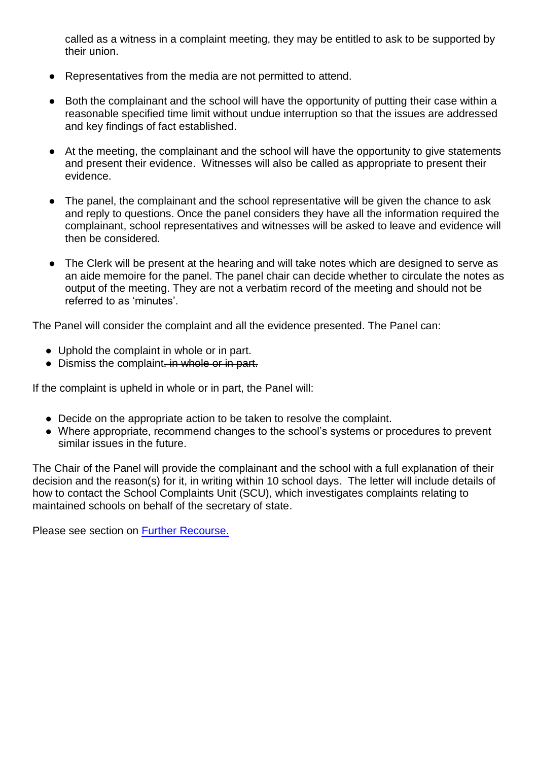called as a witness in a complaint meeting, they may be entitled to ask to be supported by their union.

- Representatives from the media are not permitted to attend.

- Both the complainant and the school will have the opportunity of putting their case within a reasonable specified time limit without undue interruption so that the issues are addressed and key findings of fact established.

- At the meeting, the complainant and the school will have the opportunity to give statements and present their evidence. Witnesses will also be called as appropriate to present their evidence.

- The panel, the complainant and the school representative will be given the chance to ask and reply to questions. Once the panel considers they have all the information required the complainant, school representatives and witnesses will be asked to leave and evidence will then be considered.

- The Clerk will be present at the hearing and will take notes which are designed to serve as an aide memoire for the panel. The panel chair can decide whether to circulate the notes as output of the meeting. They are not a verbatim record of the meeting and should not be referred to as 'minutes'.

The Panel will consider the complaint and all the evidence presented. The Panel can:

- Uphold the complaint in whole or in part.
- Dismiss the complaint~~. in whole or in part.~~

If the complaint is upheld in whole or in part, the Panel will:

- Decide on the appropriate action to be taken to resolve the complaint.
- Where appropriate, recommend changes to the school's systems or procedures to prevent similar issues in the future.

The Chair of the Panel will provide the complainant and the school with a full explanation of their decision and the reason(s) for it, in writing within 10 school days. The letter will include details of how to contact the School Complaints Unit (SCU), which investigates complaints relating to maintained schools on behalf of the secretary of state.

Please see section on Further Recourse.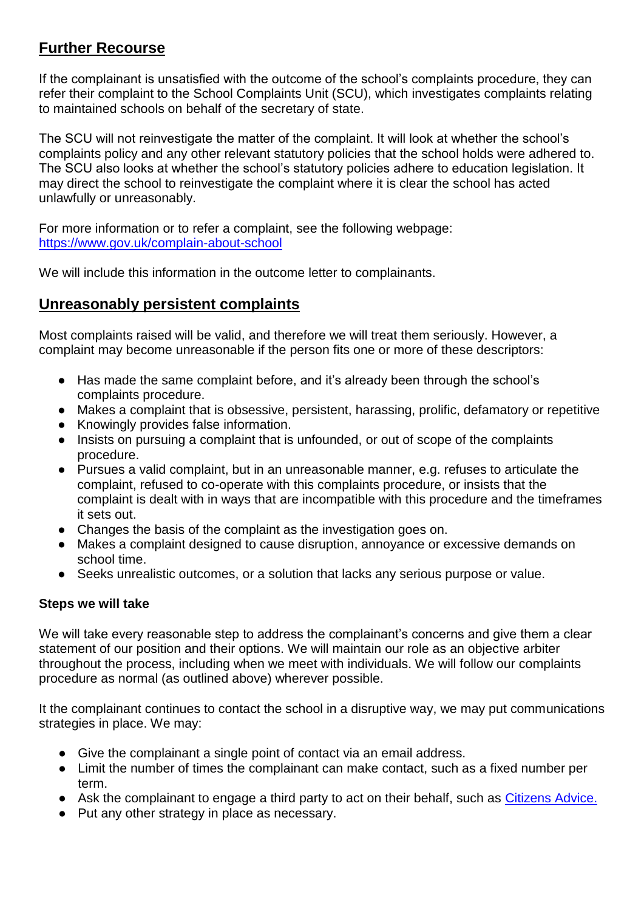## Further Recourse

If the complainant is unsatisfied with the outcome of the school's complaints procedure, they can refer their complaint to the School Complaints Unit (SCU), which investigates complaints relating to maintained schools on behalf of the secretary of state.

The SCU will not reinvestigate the matter of the complaint. It will look at whether the school's complaints policy and any other relevant statutory policies that the school holds were adhered to. The SCU also looks at whether the school's statutory policies adhere to education legislation. It may direct the school to reinvestigate the complaint where it is clear the school has acted unlawfully or unreasonably.

For more information or to refer a complaint, see the following webpage:
[https://www.gov.uk/complain-about-school](https://www.gov.uk/complain-about-school)

We will include this information in the outcome letter to complainants.

## Unreasonably persistent complaints

Most complaints raised will be valid, and therefore we will treat them seriously. However, a complaint may become unreasonable if the person fits one or more of these descriptors:

- Has made the same complaint before, and it's already been through the school's complaints procedure.
- Makes a complaint that is obsessive, persistent, harassing, prolific, defamatory or repetitive
- Knowingly provides false information.
- Insists on pursuing a complaint that is unfounded, or out of scope of the complaints procedure.
- Pursues a valid complaint, but in an unreasonable manner, e.g. refuses to articulate the complaint, refused to co-operate with this complaints procedure, or insists that the complaint is dealt with in ways that are incompatible with this procedure and the timeframes it sets out.
- Changes the basis of the complaint as the investigation goes on.
- Makes a complaint designed to cause disruption, annoyance or excessive demands on school time.
- Seeks unrealistic outcomes, or a solution that lacks any serious purpose or value.

**Steps we will take**

We will take every reasonable step to address the complainant's concerns and give them a clear statement of our position and their options. We will maintain our role as an objective arbiter throughout the process, including when we meet with individuals. We will follow our complaints procedure as normal (as outlined above) wherever possible.

It the complainant continues to contact the school in a disruptive way, we may put communications strategies in place. We may:

- Give the complainant a single point of contact via an email address.
- Limit the number of times the complainant can make contact, such as a fixed number per term.
- Ask the complainant to engage a third party to act on their behalf, such as [Citizens Advice.](https://www.citizensadvice.org.uk)
- Put any other strategy in place as necessary.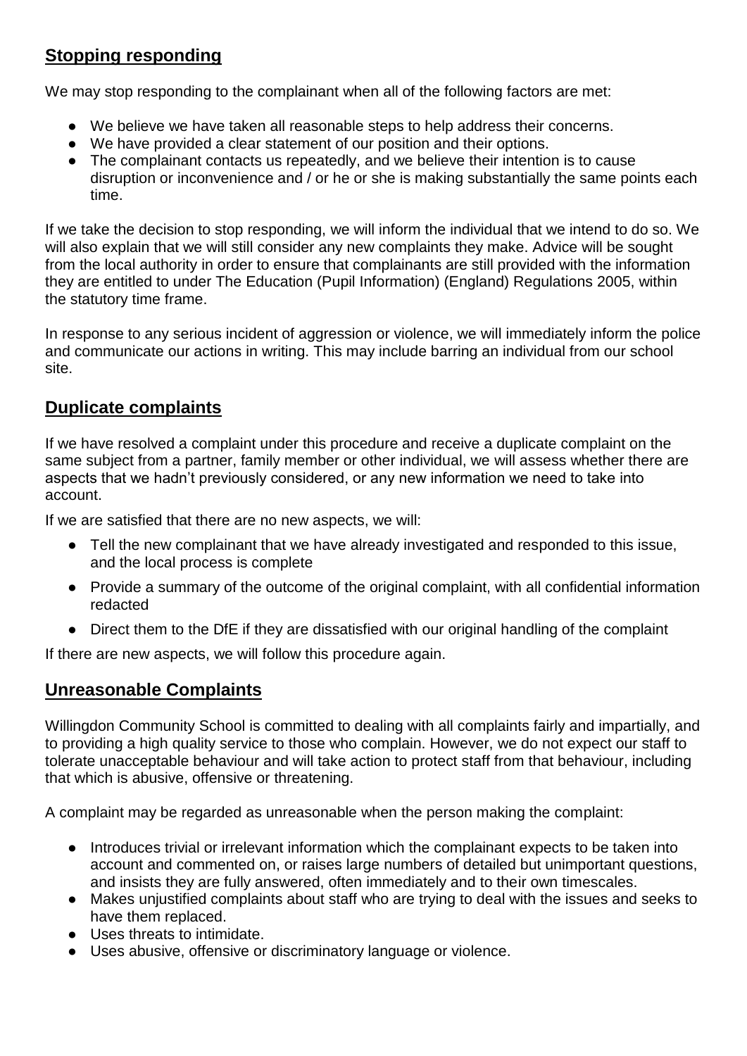## Stopping responding

We may stop responding to the complainant when all of the following factors are met:

- We believe we have taken all reasonable steps to help address their concerns.
- We have provided a clear statement of our position and their options.
- The complainant contacts us repeatedly, and we believe their intention is to cause disruption or inconvenience and / or he or she is making substantially the same points each time.

If we take the decision to stop responding, we will inform the individual that we intend to do so. We will also explain that we will still consider any new complaints they make. Advice will be sought from the local authority in order to ensure that complainants are still provided with the information they are entitled to under The Education (Pupil Information) (England) Regulations 2005, within the statutory time frame.

In response to any serious incident of aggression or violence, we will immediately inform the police and communicate our actions in writing. This may include barring an individual from our school site.

## Duplicate complaints

If we have resolved a complaint under this procedure and receive a duplicate complaint on the same subject from a partner, family member or other individual, we will assess whether there are aspects that we hadn't previously considered, or any new information we need to take into account.

If we are satisfied that there are no new aspects, we will:

- Tell the new complainant that we have already investigated and responded to this issue, and the local process is complete
- Provide a summary of the outcome of the original complaint, with all confidential information redacted
- Direct them to the DfE if they are dissatisfied with our original handling of the complaint

If there are new aspects, we will follow this procedure again.

## Unreasonable Complaints

Willingdon Community School is committed to dealing with all complaints fairly and impartially, and to providing a high quality service to those who complain. However, we do not expect our staff to tolerate unacceptable behaviour and will take action to protect staff from that behaviour, including that which is abusive, offensive or threatening.

A complaint may be regarded as unreasonable when the person making the complaint:

- Introduces trivial or irrelevant information which the complainant expects to be taken into account and commented on, or raises large numbers of detailed but unimportant questions, and insists they are fully answered, often immediately and to their own timescales.
- Makes unjustified complaints about staff who are trying to deal with the issues and seeks to have them replaced.
- Uses threats to intimidate.
- Uses abusive, offensive or discriminatory language or violence.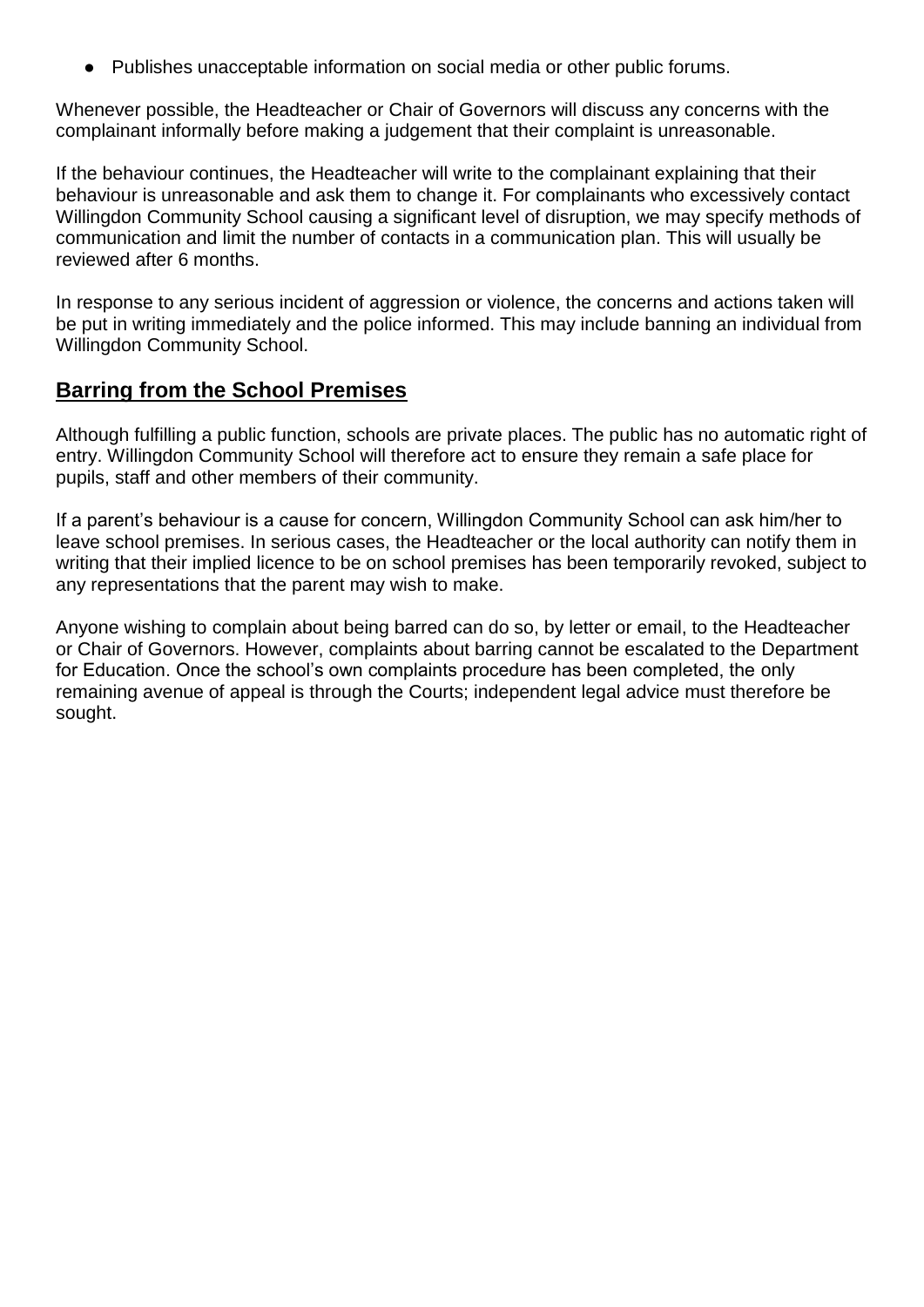- Publishes unacceptable information on social media or other public forums.

Whenever possible, the Headteacher or Chair of Governors will discuss any concerns with the complainant informally before making a judgement that their complaint is unreasonable.

If the behaviour continues, the Headteacher will write to the complainant explaining that their behaviour is unreasonable and ask them to change it. For complainants who excessively contact Willingdon Community School causing a significant level of disruption, we may specify methods of communication and limit the number of contacts in a communication plan. This will usually be reviewed after 6 months.

In response to any serious incident of aggression or violence, the concerns and actions taken will be put in writing immediately and the police informed. This may include banning an individual from Willingdon Community School.

## Barring from the School Premises

Although fulfilling a public function, schools are private places. The public has no automatic right of entry. Willingdon Community School will therefore act to ensure they remain a safe place for pupils, staff and other members of their community.

If a parent's behaviour is a cause for concern, Willingdon Community School can ask him/her to leave school premises. In serious cases, the Headteacher or the local authority can notify them in writing that their implied licence to be on school premises has been temporarily revoked, subject to any representations that the parent may wish to make.

Anyone wishing to complain about being barred can do so, by letter or email, to the Headteacher or Chair of Governors. However, complaints about barring cannot be escalated to the Department for Education. Once the school's own complaints procedure has been completed, the only remaining avenue of appeal is through the Courts; independent legal advice must therefore be sought.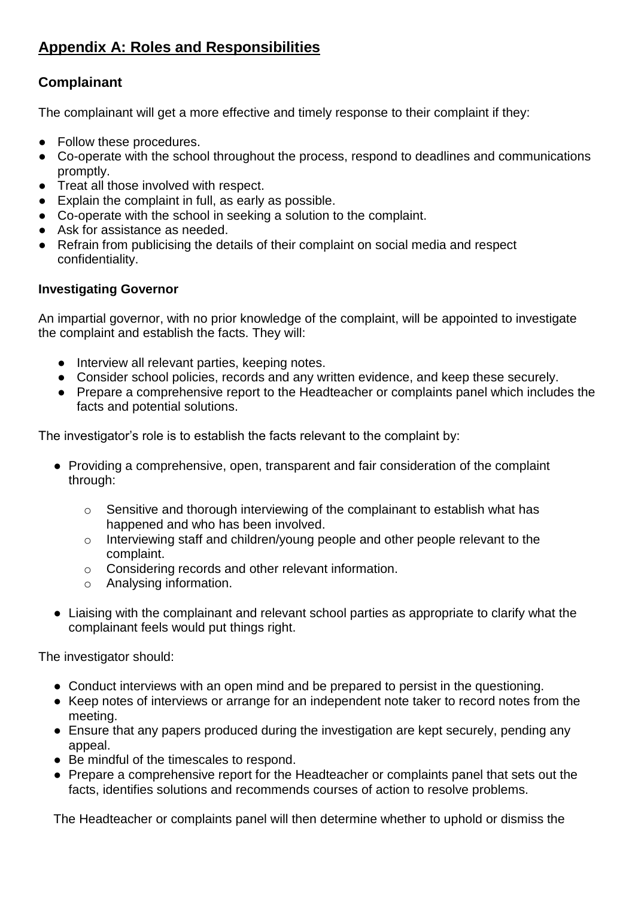## Appendix A: Roles and Responsibilities

### Complainant

The complainant will get a more effective and timely response to their complaint if they:

- Follow these procedures.
- Co-operate with the school throughout the process, respond to deadlines and communications promptly.
- Treat all those involved with respect.
- Explain the complaint in full, as early as possible.
- Co-operate with the school in seeking a solution to the complaint.
- Ask for assistance as needed.
- Refrain from publicising the details of their complaint on social media and respect confidentiality.

#### Investigating Governor

An impartial governor, with no prior knowledge of the complaint, will be appointed to investigate the complaint and establish the facts. They will:

- Interview all relevant parties, keeping notes.
- Consider school policies, records and any written evidence, and keep these securely.
- Prepare a comprehensive report to the Headteacher or complaints panel which includes the facts and potential solutions.

The investigator's role is to establish the facts relevant to the complaint by:

- Providing a comprehensive, open, transparent and fair consideration of the complaint through:
  - Sensitive and thorough interviewing of the complainant to establish what has happened and who has been involved.
  - Interviewing staff and children/young people and other people relevant to the complaint.
  - Considering records and other relevant information.
  - Analysing information.
- Liaising with the complainant and relevant school parties as appropriate to clarify what the complainant feels would put things right.

The investigator should:

- Conduct interviews with an open mind and be prepared to persist in the questioning.
- Keep notes of interviews or arrange for an independent note taker to record notes from the meeting.
- Ensure that any papers produced during the investigation are kept securely, pending any appeal.
- Be mindful of the timescales to respond.
- Prepare a comprehensive report for the Headteacher or complaints panel that sets out the facts, identifies solutions and recommends courses of action to resolve problems.

The Headteacher or complaints panel will then determine whether to uphold or dismiss the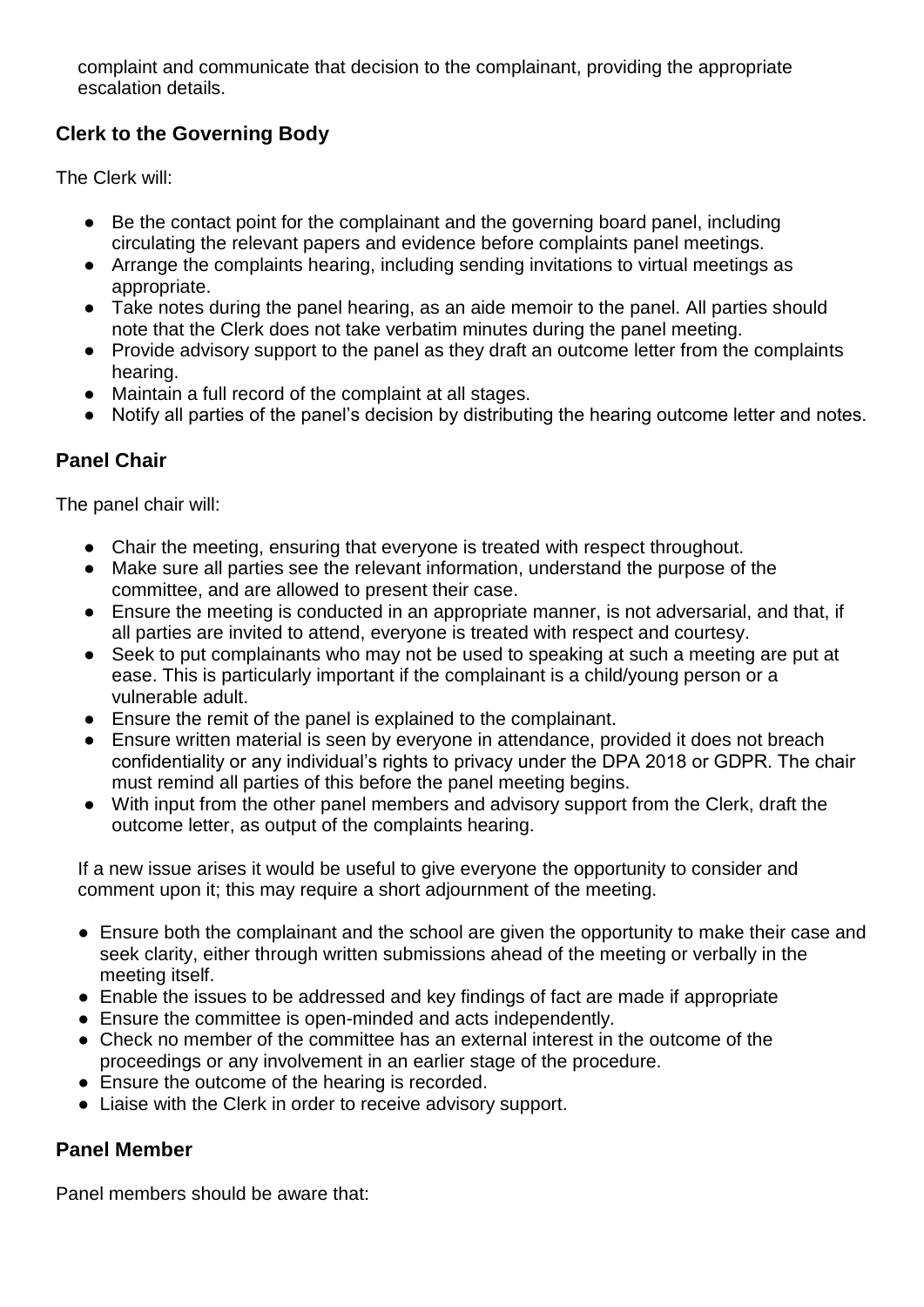complaint and communicate that decision to the complainant, providing the appropriate escalation details.

### Clerk to the Governing Body

The Clerk will:

- Be the contact point for the complainant and the governing board panel, including circulating the relevant papers and evidence before complaints panel meetings.
- Arrange the complaints hearing, including sending invitations to virtual meetings as appropriate.
- Take notes during the panel hearing, as an aide memoir to the panel. All parties should note that the Clerk does not take verbatim minutes during the panel meeting.
- Provide advisory support to the panel as they draft an outcome letter from the complaints hearing.
- Maintain a full record of the complaint at all stages.
- Notify all parties of the panel's decision by distributing the hearing outcome letter and notes.

### Panel Chair

The panel chair will:

- Chair the meeting, ensuring that everyone is treated with respect throughout.
- Make sure all parties see the relevant information, understand the purpose of the committee, and are allowed to present their case.
- Ensure the meeting is conducted in an appropriate manner, is not adversarial, and that, if all parties are invited to attend, everyone is treated with respect and courtesy.
- Seek to put complainants who may not be used to speaking at such a meeting are put at ease. This is particularly important if the complainant is a child/young person or a vulnerable adult.
- Ensure the remit of the panel is explained to the complainant.
- Ensure written material is seen by everyone in attendance, provided it does not breach confidentiality or any individual's rights to privacy under the DPA 2018 or GDPR. The chair must remind all parties of this before the panel meeting begins.
- With input from the other panel members and advisory support from the Clerk, draft the outcome letter, as output of the complaints hearing.

If a new issue arises it would be useful to give everyone the opportunity to consider and comment upon it; this may require a short adjournment of the meeting.

- Ensure both the complainant and the school are given the opportunity to make their case and seek clarity, either through written submissions ahead of the meeting or verbally in the meeting itself.
- Enable the issues to be addressed and key findings of fact are made if appropriate
- Ensure the committee is open-minded and acts independently.
- Check no member of the committee has an external interest in the outcome of the proceedings or any involvement in an earlier stage of the procedure.
- Ensure the outcome of the hearing is recorded.
- Liaise with the Clerk in order to receive advisory support.

### Panel Member

Panel members should be aware that: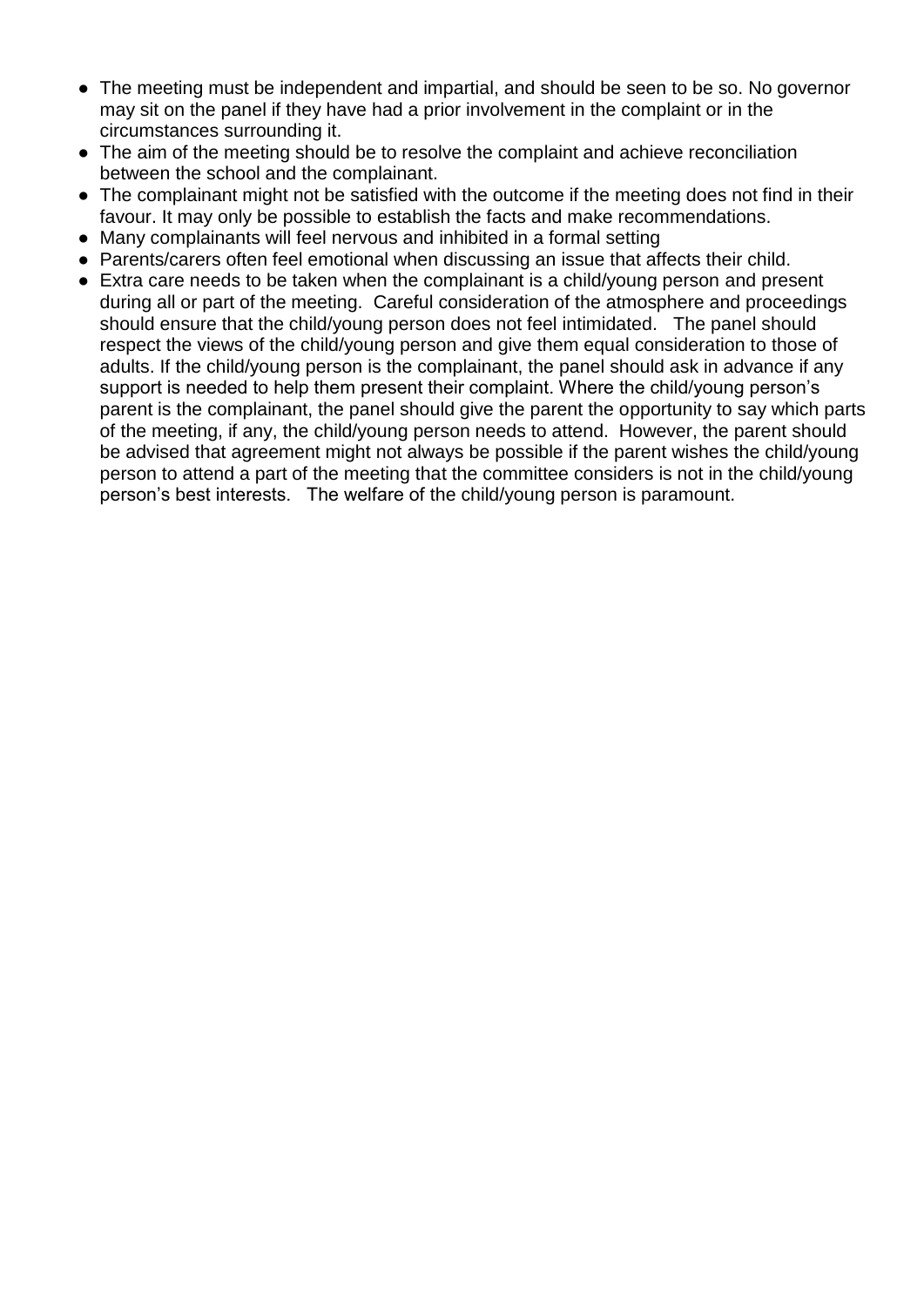- The meeting must be independent and impartial, and should be seen to be so. No governor may sit on the panel if they have had a prior involvement in the complaint or in the circumstances surrounding it.
- The aim of the meeting should be to resolve the complaint and achieve reconciliation between the school and the complainant.
- The complainant might not be satisfied with the outcome if the meeting does not find in their favour. It may only be possible to establish the facts and make recommendations.
- Many complainants will feel nervous and inhibited in a formal setting
- Parents/carers often feel emotional when discussing an issue that affects their child.
- Extra care needs to be taken when the complainant is a child/young person and present during all or part of the meeting. Careful consideration of the atmosphere and proceedings should ensure that the child/young person does not feel intimidated. The panel should respect the views of the child/young person and give them equal consideration to those of adults. If the child/young person is the complainant, the panel should ask in advance if any support is needed to help them present their complaint. Where the child/young person's parent is the complainant, the panel should give the parent the opportunity to say which parts of the meeting, if any, the child/young person needs to attend. However, the parent should be advised that agreement might not always be possible if the parent wishes the child/young person to attend a part of the meeting that the committee considers is not in the child/young person's best interests. The welfare of the child/young person is paramount.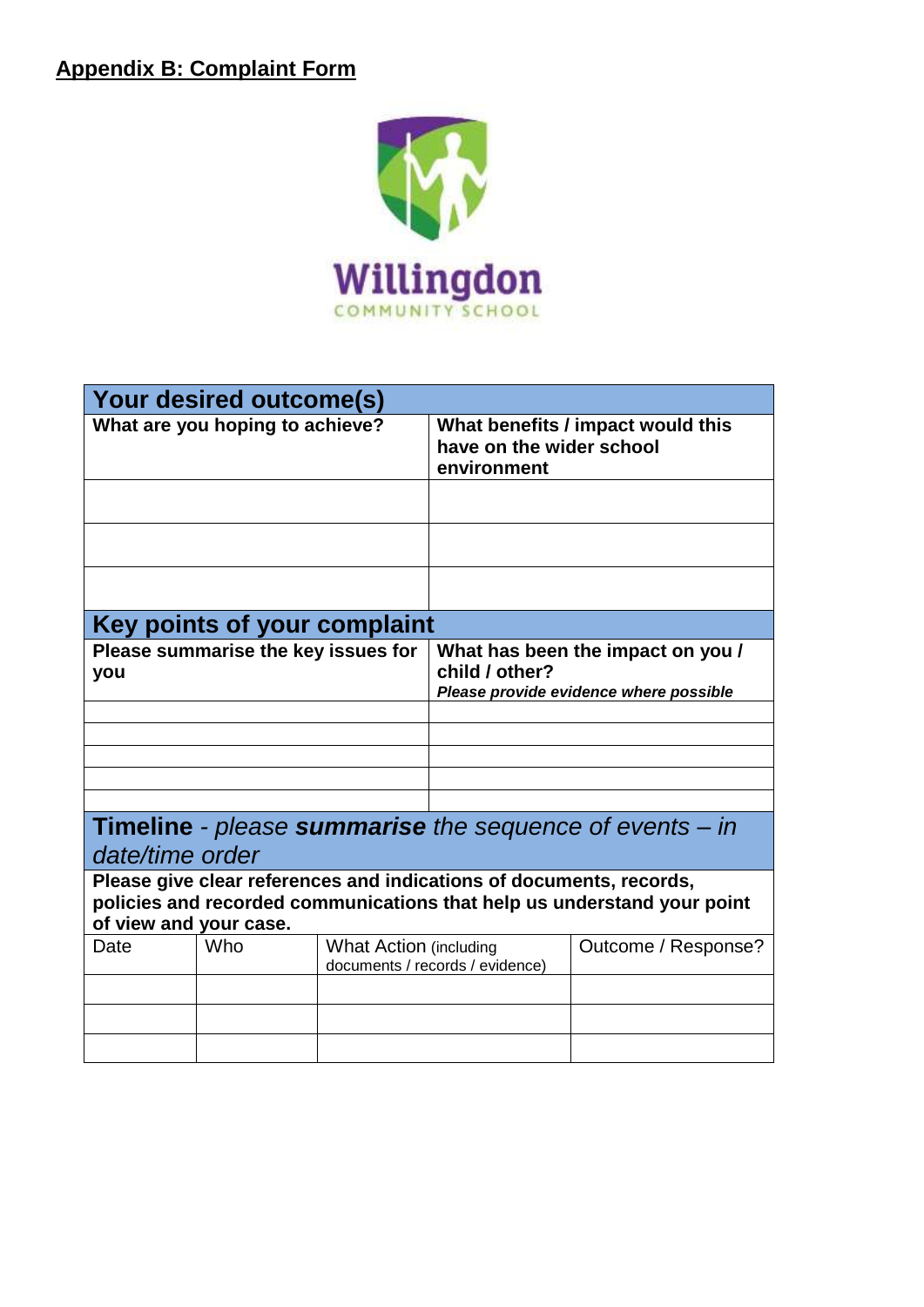## Appendix B: Complaint Form

Willingdon
COMMUNITY SCHOOL

| Your desired outcome(s) | |
|---|---|
| **What are you hoping to achieve?** | **What benefits / impact would this have on the wider school environment** |
| | |
| | |
| | |

| Key points of your complaint | |
|---|---|
| **Please summarise the key issues for you** | **What has been the impact on you / child / other?** ***Please provide evidence where possible*** |
| | |
| | |
| | |
| | |
| | |

| **Timeline** - *please **summarise** the sequence of events – in date/time order* | | | |
|---|---|---|---|
| **Please give clear references and indications of documents, records, policies and recorded communications that help us understand your point of view and your case.** | | | |
| Date | Who | What Action (including documents / records / evidence) | Outcome / Response? |
| | | | |
| | | | |
| | | | |